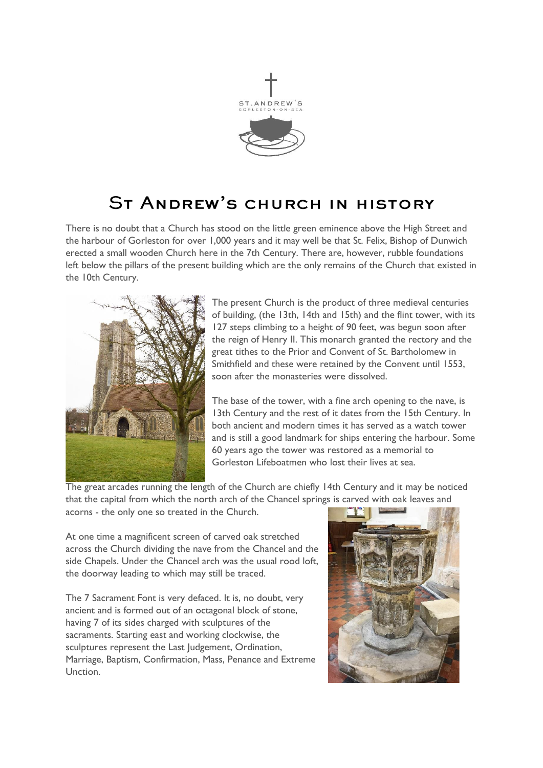ST.ANDREW'S
GORLESTON-ON-SEA

# St Andrew's church in history

There is no doubt that a Church has stood on the little green eminence above the High Street and the harbour of Gorleston for over 1,000 years and it may well be that St. Felix, Bishop of Dunwich erected a small wooden Church here in the 7th Century. There are, however, rubble foundations left below the pillars of the present building which are the only remains of the Church that existed in the 10th Century.

The present Church is the product of three medieval centuries of building, (the 13th, 14th and 15th) and the flint tower, with its 127 steps climbing to a height of 90 feet, was begun soon after the reign of Henry II. This monarch granted the rectory and the great tithes to the Prior and Convent of St. Bartholomew in Smithfield and these were retained by the Convent until 1553, soon after the monasteries were dissolved.

The base of the tower, with a fine arch opening to the nave, is 13th Century and the rest of it dates from the 15th Century. In both ancient and modern times it has served as a watch tower and is still a good landmark for ships entering the harbour. Some 60 years ago the tower was restored as a memorial to Gorleston Lifeboatmen who lost their lives at sea.

The great arcades running the length of the Church are chiefly 14th Century and it may be noticed that the capital from which the north arch of the Chancel springs is carved with oak leaves and acorns - the only one so treated in the Church.

At one time a magnificent screen of carved oak stretched across the Church dividing the nave from the Chancel and the side Chapels. Under the Chancel arch was the usual rood loft, the doorway leading to which may still be traced.

The 7 Sacrament Font is very defaced. It is, no doubt, very ancient and is formed out of an octagonal block of stone, having 7 of its sides charged with sculptures of the sacraments. Starting east and working clockwise, the sculptures represent the Last Judgement, Ordination, Marriage, Baptism, Confirmation, Mass, Penance and Extreme Unction.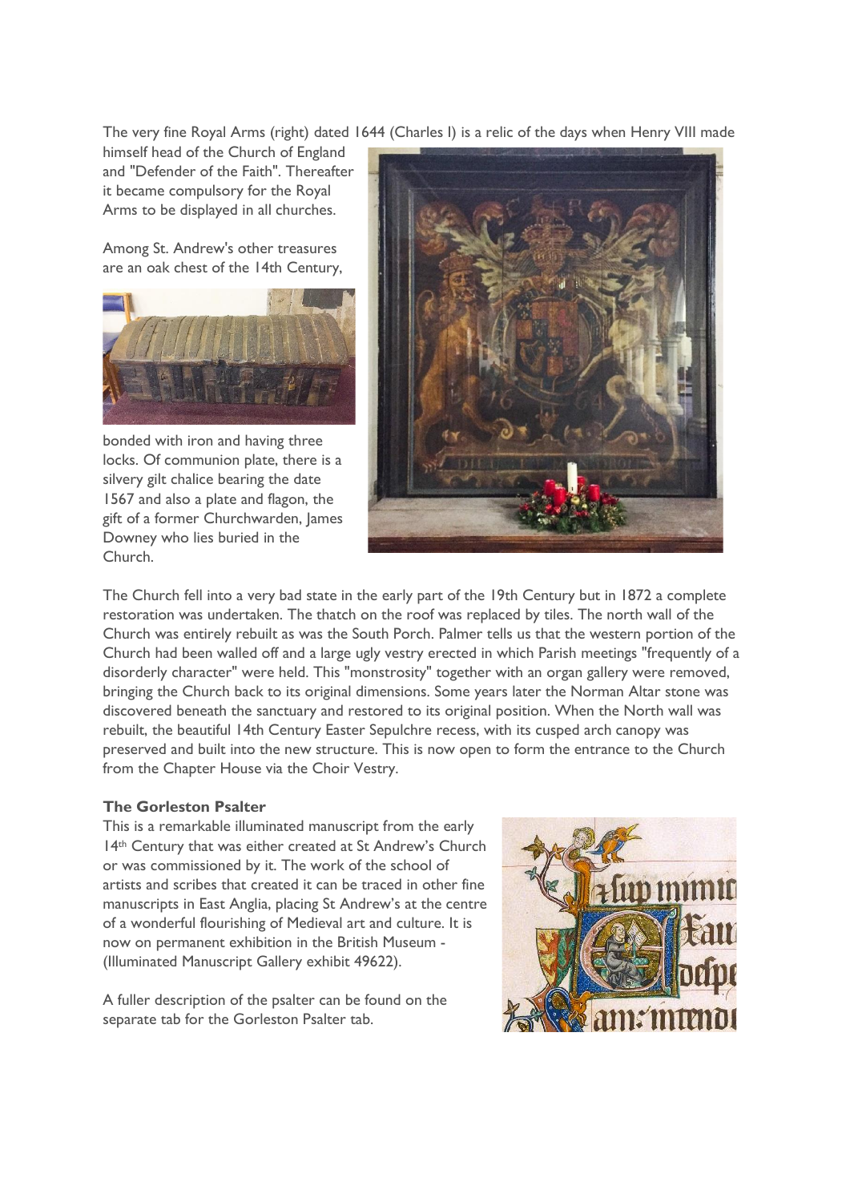The very fine Royal Arms (right) dated 1644 (Charles I) is a relic of the days when Henry VIII made himself head of the Church of England and "Defender of the Faith". Thereafter it became compulsory for the Royal Arms to be displayed in all churches.

Among St. Andrew's other treasures are an oak chest of the 14th Century, bonded with iron and having three locks. Of communion plate, there is a silvery gilt chalice bearing the date 1567 and also a plate and flagon, the gift of a former Churchwarden, James Downey who lies buried in the Church.

The Church fell into a very bad state in the early part of the 19th Century but in 1872 a complete restoration was undertaken. The thatch on the roof was replaced by tiles. The north wall of the Church was entirely rebuilt as was the South Porch. Palmer tells us that the western portion of the Church had been walled off and a large ugly vestry erected in which Parish meetings "frequently of a disorderly character" were held. This "monstrosity" together with an organ gallery were removed, bringing the Church back to its original dimensions. Some years later the Norman Altar stone was discovered beneath the sanctuary and restored to its original position. When the North wall was rebuilt, the beautiful 14th Century Easter Sepulchre recess, with its cusped arch canopy was preserved and built into the new structure. This is now open to form the entrance to the Church from the Chapter House via the Choir Vestry.

**The Gorleston Psalter**

This is a remarkable illuminated manuscript from the early 14th Century that was either created at St Andrew's Church or was commissioned by it. The work of the school of artists and scribes that created it can be traced in other fine manuscripts in East Anglia, placing St Andrew's at the centre of a wonderful flourishing of Medieval art and culture. It is now on permanent exhibition in the British Museum - (Illuminated Manuscript Gallery exhibit 49622).

A fuller description of the psalter can be found on the separate tab for the Gorleston Psalter tab.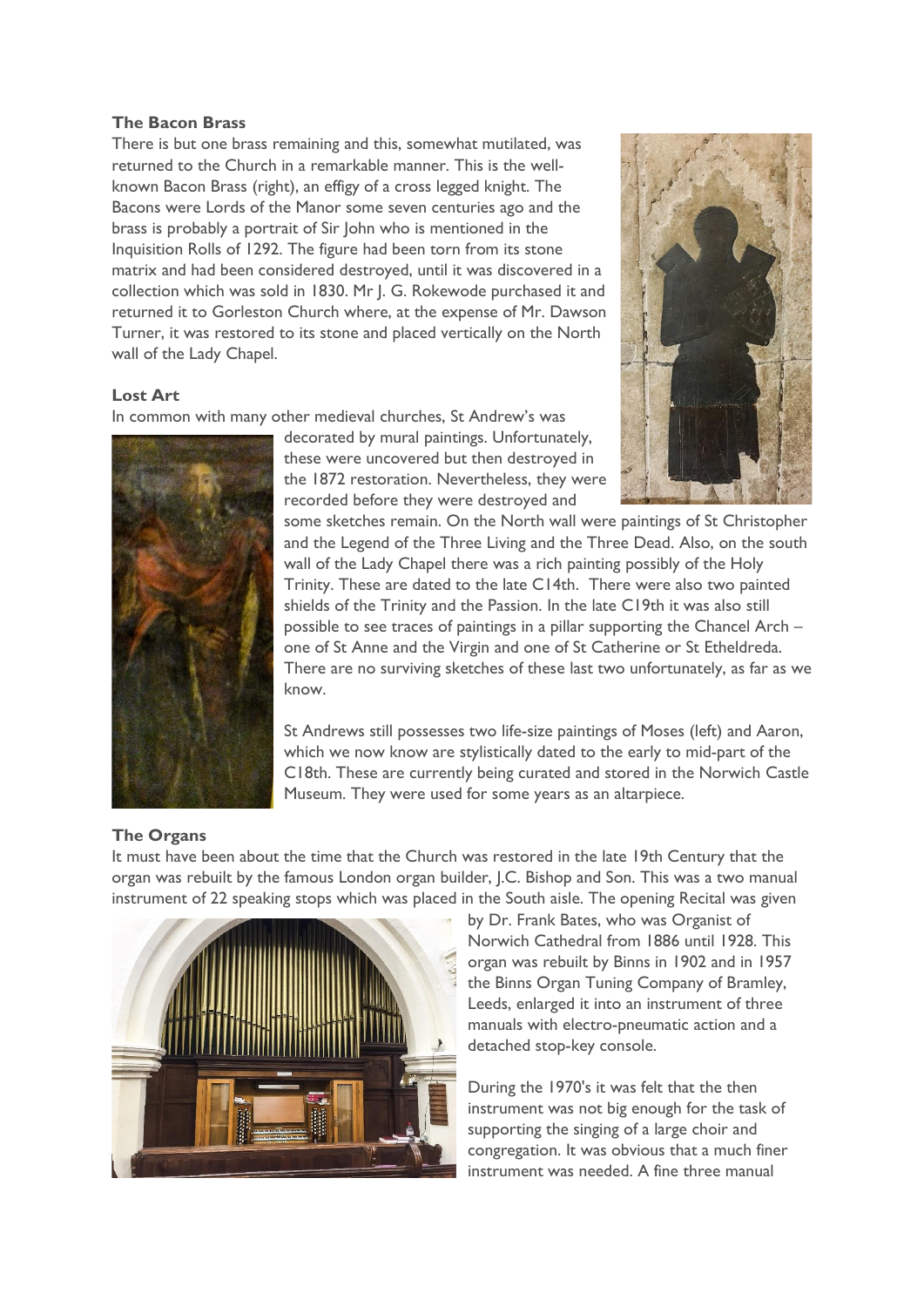**The Bacon Brass**

There is but one brass remaining and this, somewhat mutilated, was returned to the Church in a remarkable manner. This is the well-known Bacon Brass (right), an effigy of a cross legged knight. The Bacons were Lords of the Manor some seven centuries ago and the brass is probably a portrait of Sir John who is mentioned in the Inquisition Rolls of 1292. The figure had been torn from its stone matrix and had been considered destroyed, until it was discovered in a collection which was sold in 1830. Mr J. G. Rokewode purchased it and returned it to Gorleston Church where, at the expense of Mr. Dawson Turner, it was restored to its stone and placed vertically on the North wall of the Lady Chapel.

**Lost Art**

In common with many other medieval churches, St Andrew's was decorated by mural paintings. Unfortunately, these were uncovered but then destroyed in the 1872 restoration. Nevertheless, they were recorded before they were destroyed and some sketches remain. On the North wall were paintings of St Christopher and the Legend of the Three Living and the Three Dead. Also, on the south wall of the Lady Chapel there was a rich painting possibly of the Holy Trinity. These are dated to the late C14th. There were also two painted shields of the Trinity and the Passion. In the late C19th it was also still possible to see traces of paintings in a pillar supporting the Chancel Arch – one of St Anne and the Virgin and one of St Catherine or St Etheldreda. There are no surviving sketches of these last two unfortunately, as far as we know.

St Andrews still possesses two life-size paintings of Moses (left) and Aaron, which we now know are stylistically dated to the early to mid-part of the C18th. These are currently being curated and stored in the Norwich Castle Museum. They were used for some years as an altarpiece.

**The Organs**

It must have been about the time that the Church was restored in the late 19th Century that the organ was rebuilt by the famous London organ builder, J.C. Bishop and Son. This was a two manual instrument of 22 speaking stops which was placed in the South aisle. The opening Recital was given by Dr. Frank Bates, who was Organist of Norwich Cathedral from 1886 until 1928. This organ was rebuilt by Binns in 1902 and in 1957 the Binns Organ Tuning Company of Bramley, Leeds, enlarged it into an instrument of three manuals with electro-pneumatic action and a detached stop-key console.

During the 1970's it was felt that the then instrument was not big enough for the task of supporting the singing of a large choir and congregation. It was obvious that a much finer instrument was needed. A fine three manual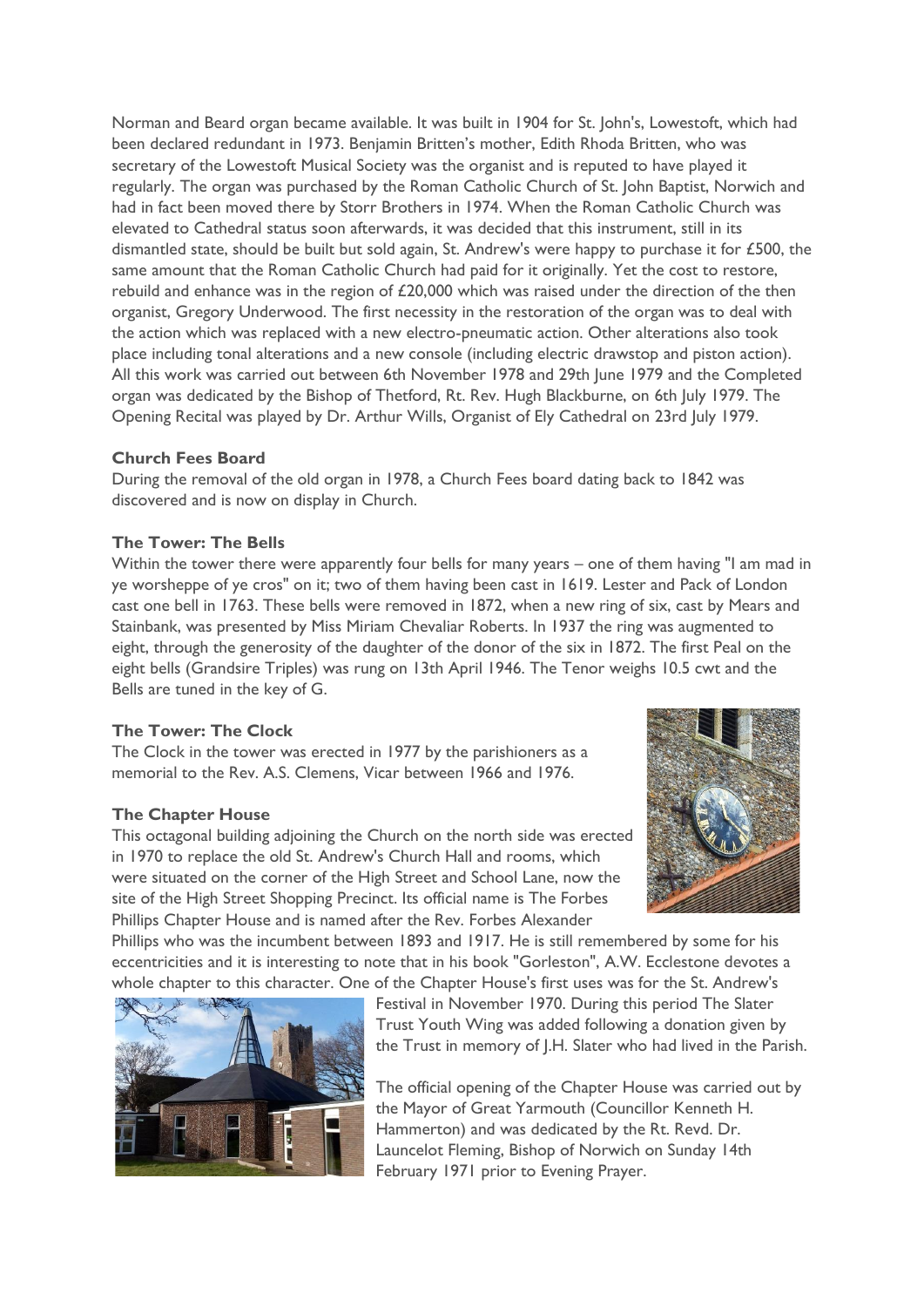Norman and Beard organ became available. It was built in 1904 for St. John's, Lowestoft, which had been declared redundant in 1973. Benjamin Britten's mother, Edith Rhoda Britten, who was secretary of the Lowestoft Musical Society was the organist and is reputed to have played it regularly. The organ was purchased by the Roman Catholic Church of St. John Baptist, Norwich and had in fact been moved there by Storr Brothers in 1974. When the Roman Catholic Church was elevated to Cathedral status soon afterwards, it was decided that this instrument, still in its dismantled state, should be built but sold again, St. Andrew's were happy to purchase it for £500, the same amount that the Roman Catholic Church had paid for it originally. Yet the cost to restore, rebuild and enhance was in the region of £20,000 which was raised under the direction of the then organist, Gregory Underwood. The first necessity in the restoration of the organ was to deal with the action which was replaced with a new electro-pneumatic action. Other alterations also took place including tonal alterations and a new console (including electric drawstop and piston action). All this work was carried out between 6th November 1978 and 29th June 1979 and the Completed organ was dedicated by the Bishop of Thetford, Rt. Rev. Hugh Blackburne, on 6th July 1979. The Opening Recital was played by Dr. Arthur Wills, Organist of Ely Cathedral on 23rd July 1979.

**Church Fees Board**

During the removal of the old organ in 1978, a Church Fees board dating back to 1842 was discovered and is now on display in Church.

**The Tower: The Bells**

Within the tower there were apparently four bells for many years – one of them having "I am mad in ye worsheppe of ye cros" on it; two of them having been cast in 1619. Lester and Pack of London cast one bell in 1763. These bells were removed in 1872, when a new ring of six, cast by Mears and Stainbank, was presented by Miss Miriam Chevaliar Roberts. In 1937 the ring was augmented to eight, through the generosity of the daughter of the donor of the six in 1872. The first Peal on the eight bells (Grandsire Triples) was rung on 13th April 1946. The Tenor weighs 10.5 cwt and the Bells are tuned in the key of G.

**The Tower: The Clock**

The Clock in the tower was erected in 1977 by the parishioners as a memorial to the Rev. A.S. Clemens, Vicar between 1966 and 1976.

**The Chapter House**

This octagonal building adjoining the Church on the north side was erected in 1970 to replace the old St. Andrew's Church Hall and rooms, which were situated on the corner of the High Street and School Lane, now the site of the High Street Shopping Precinct. Its official name is The Forbes Phillips Chapter House and is named after the Rev. Forbes Alexander Phillips who was the incumbent between 1893 and 1917. He is still remembered by some for his eccentricities and it is interesting to note that in his book "Gorleston", A.W. Ecclestone devotes a whole chapter to this character. One of the Chapter House's first uses was for the St. Andrew's Festival in November 1970. During this period The Slater Trust Youth Wing was added following a donation given by the Trust in memory of J.H. Slater who had lived in the Parish.

The official opening of the Chapter House was carried out by the Mayor of Great Yarmouth (Councillor Kenneth H. Hammerton) and was dedicated by the Rt. Revd. Dr. Launcelot Fleming, Bishop of Norwich on Sunday 14th February 1971 prior to Evening Prayer.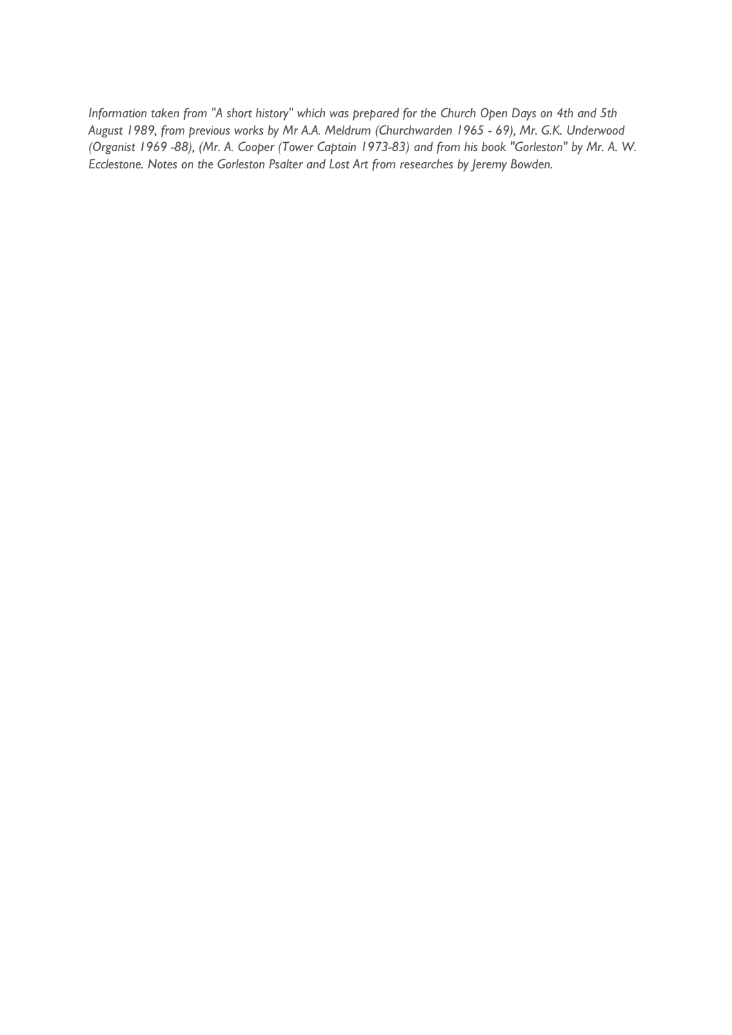*Information taken from "A short history" which was prepared for the Church Open Days on 4th and 5th August 1989, from previous works by Mr A.A. Meldrum (Churchwarden 1965 - 69), Mr. G.K. Underwood (Organist 1969 -88), (Mr. A. Cooper (Tower Captain 1973-83) and from his book "Gorleston" by Mr. A. W. Ecclestone. Notes on the Gorleston Psalter and Lost Art from researches by Jeremy Bowden.*